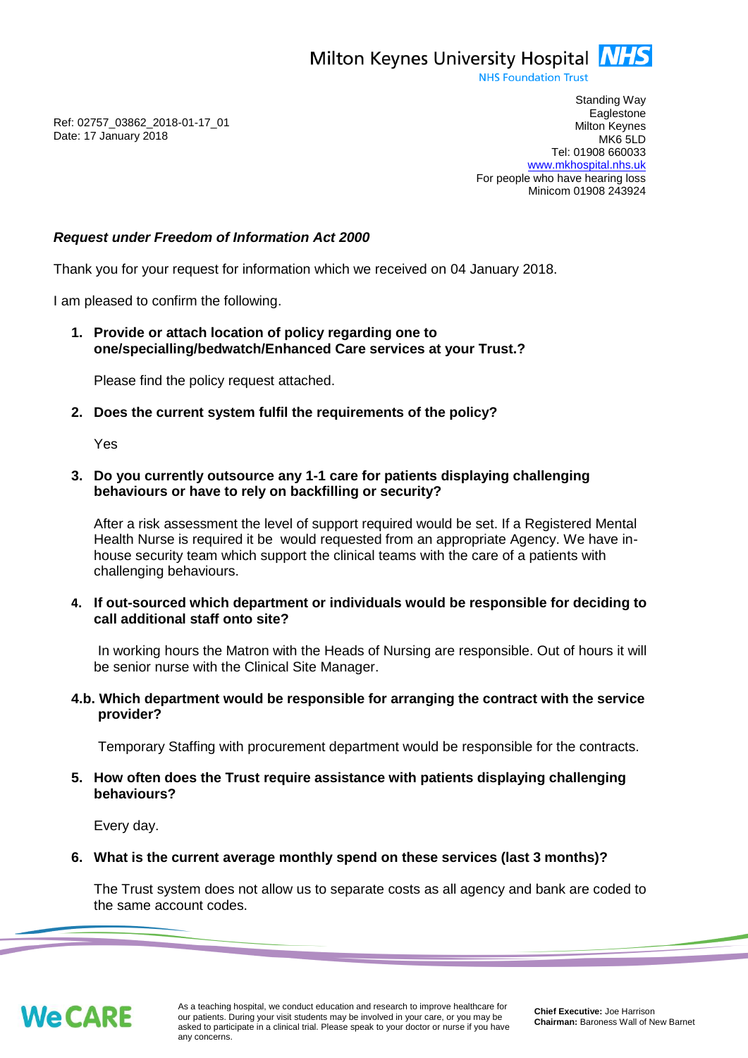Milton Keynes University Hospital **NHS**
NHS Foundation Trust

Ref: 02757_03862_2018-01-17_01
Date: 17 January 2018

Standing Way
Eaglestone
Milton Keynes
MK6 5LD
Tel: 01908 660033
www.mkhospital.nhs.uk
For people who have hearing loss
Minicom 01908 243924

***Request under Freedom of Information Act 2000***

Thank you for your request for information which we received on 04 January 2018.

I am pleased to confirm the following.

1. **Provide or attach location of policy regarding one to one/specialling/bedwatch/Enhanced Care services at your Trust.?**

   Please find the policy request attached.

2. **Does the current system fulfil the requirements of the policy?**

   Yes

3. **Do you currently outsource any 1-1 care for patients displaying challenging behaviours or have to rely on backfilling or security?**

   After a risk assessment the level of support required would be set. If a Registered Mental Health Nurse is required it be would requested from an appropriate Agency. We have in-house security team which support the clinical teams with the care of a patients with challenging behaviours.

4. **If out-sourced which department or individuals would be responsible for deciding to call additional staff onto site?**

   In working hours the Matron with the Heads of Nursing are responsible. Out of hours it will be senior nurse with the Clinical Site Manager.

**4.b. Which department would be responsible for arranging the contract with the service provider?**

   Temporary Staffing with procurement department would be responsible for the contracts.

5. **How often does the Trust require assistance with patients displaying challenging behaviours?**

   Every day.

6. **What is the current average monthly spend on these services (last 3 months)?**

   The Trust system does not allow us to separate costs as all agency and bank are coded to the same account codes.

We CARE

As a teaching hospital, we conduct education and research to improve healthcare for our patients. During your visit students may be involved in your care, or you may be asked to participate in a clinical trial. Please speak to your doctor or nurse if you have any concerns.

**Chief Executive:** Joe Harrison
**Chairman:** Baroness Wall of New Barnet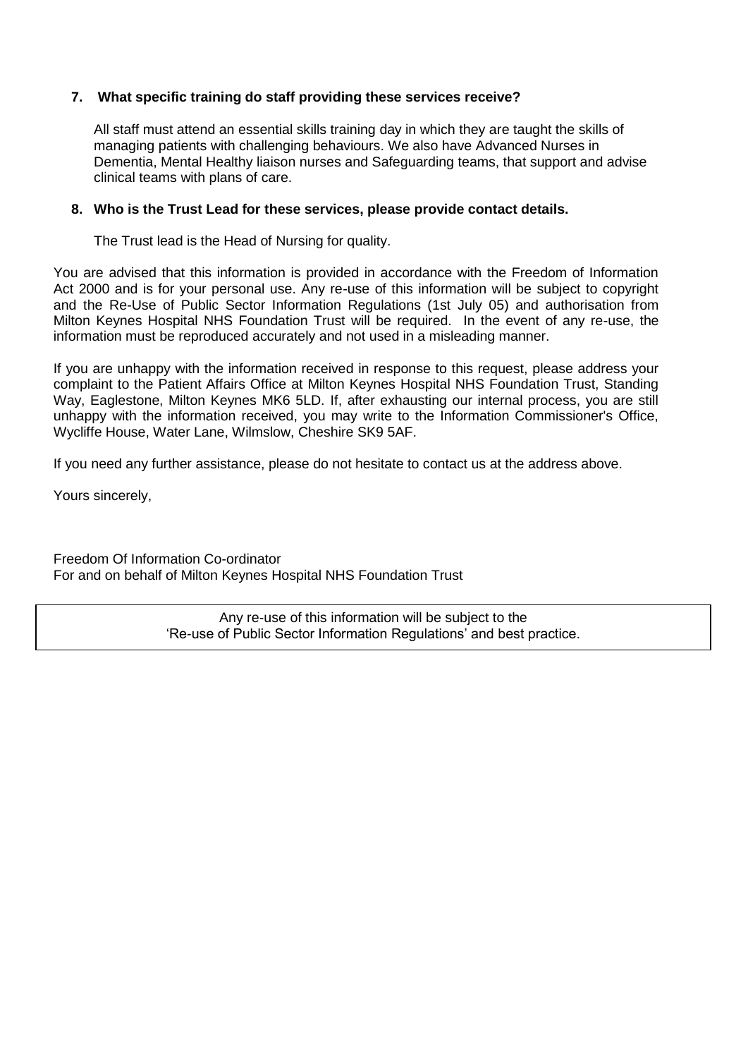**7. What specific training do staff providing these services receive?**

All staff must attend an essential skills training day in which they are taught the skills of managing patients with challenging behaviours. We also have Advanced Nurses in Dementia, Mental Healthy liaison nurses and Safeguarding teams, that support and advise clinical teams with plans of care.

**8. Who is the Trust Lead for these services, please provide contact details.**

The Trust lead is the Head of Nursing for quality.

You are advised that this information is provided in accordance with the Freedom of Information Act 2000 and is for your personal use. Any re-use of this information will be subject to copyright and the Re-Use of Public Sector Information Regulations (1st July 05) and authorisation from Milton Keynes Hospital NHS Foundation Trust will be required. In the event of any re-use, the information must be reproduced accurately and not used in a misleading manner.

If you are unhappy with the information received in response to this request, please address your complaint to the Patient Affairs Office at Milton Keynes Hospital NHS Foundation Trust, Standing Way, Eaglestone, Milton Keynes MK6 5LD. If, after exhausting our internal process, you are still unhappy with the information received, you may write to the Information Commissioner's Office, Wycliffe House, Water Lane, Wilmslow, Cheshire SK9 5AF.

If you need any further assistance, please do not hesitate to contact us at the address above.

Yours sincerely,

Freedom Of Information Co-ordinator
For and on behalf of Milton Keynes Hospital NHS Foundation Trust

Any re-use of this information will be subject to the
'Re-use of Public Sector Information Regulations' and best practice.